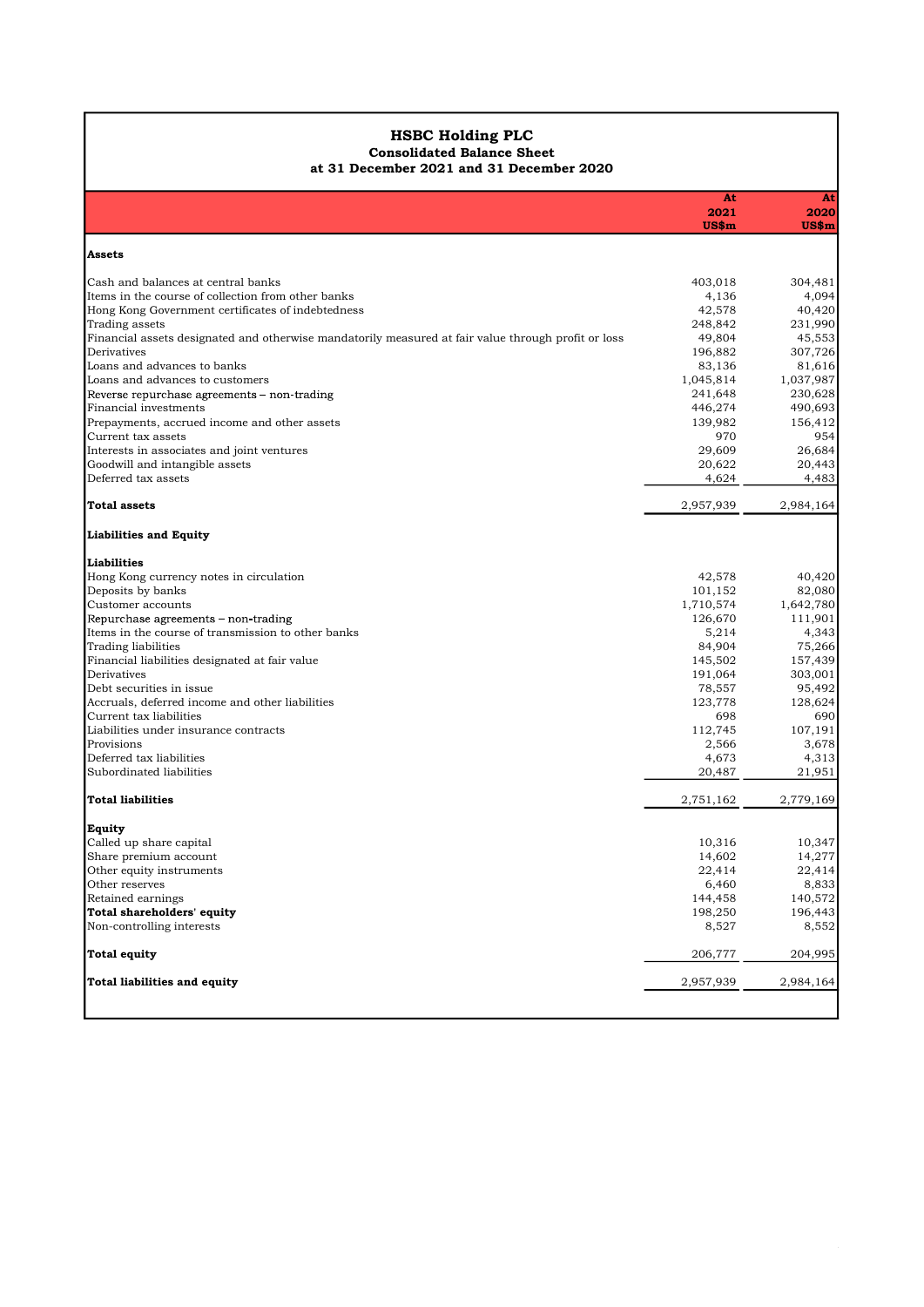# HSBC Holding PLC

**Consolidated Balance Sheet**

**at 31 December 2021 and 31 December 2020**

| | At 2021 US$m | At 2020 US$m |
|---|---|---|
| **Assets** | | |
| Cash and balances at central banks | 403,018 | 304,481 |
| Items in the course of collection from other banks | 4,136 | 4,094 |
| Hong Kong Government certificates of indebtedness | 42,578 | 40,420 |
| Trading assets | 248,842 | 231,990 |
| Financial assets designated and otherwise mandatorily measured at fair value through profit or loss | 49,804 | 45,553 |
| Derivatives | 196,882 | 307,726 |
| Loans and advances to banks | 83,136 | 81,616 |
| Loans and advances to customers | 1,045,814 | 1,037,987 |
| Reverse repurchase agreements – non-trading | 241,648 | 230,628 |
| Financial investments | 446,274 | 490,693 |
| Prepayments, accrued income and other assets | 139,982 | 156,412 |
| Current tax assets | 970 | 954 |
| Interests in associates and joint ventures | 29,609 | 26,684 |
| Goodwill and intangible assets | 20,622 | 20,443 |
| Deferred tax assets | 4,624 | 4,483 |
| **Total assets** | 2,957,939 | 2,984,164 |
| **Liabilities and Equity** | | |
| **Liabilities** | | |
| Hong Kong currency notes in circulation | 42,578 | 40,420 |
| Deposits by banks | 101,152 | 82,080 |
| Customer accounts | 1,710,574 | 1,642,780 |
| Repurchase agreements – non-trading | 126,670 | 111,901 |
| Items in the course of transmission to other banks | 5,214 | 4,343 |
| Trading liabilities | 84,904 | 75,266 |
| Financial liabilities designated at fair value | 145,502 | 157,439 |
| Derivatives | 191,064 | 303,001 |
| Debt securities in issue | 78,557 | 95,492 |
| Accruals, deferred income and other liabilities | 123,778 | 128,624 |
| Current tax liabilities | 698 | 690 |
| Liabilities under insurance contracts | 112,745 | 107,191 |
| Provisions | 2,566 | 3,678 |
| Deferred tax liabilities | 4,673 | 4,313 |
| Subordinated liabilities | 20,487 | 21,951 |
| **Total liabilities** | 2,751,162 | 2,779,169 |
| **Equity** | | |
| Called up share capital | 10,316 | 10,347 |
| Share premium account | 14,602 | 14,277 |
| Other equity instruments | 22,414 | 22,414 |
| Other reserves | 6,460 | 8,833 |
| Retained earnings | 144,458 | 140,572 |
| **Total shareholders' equity** | 198,250 | 196,443 |
| Non-controlling interests | 8,527 | 8,552 |
| **Total equity** | 206,777 | 204,995 |
| **Total liabilities and equity** | 2,957,939 | 2,984,164 |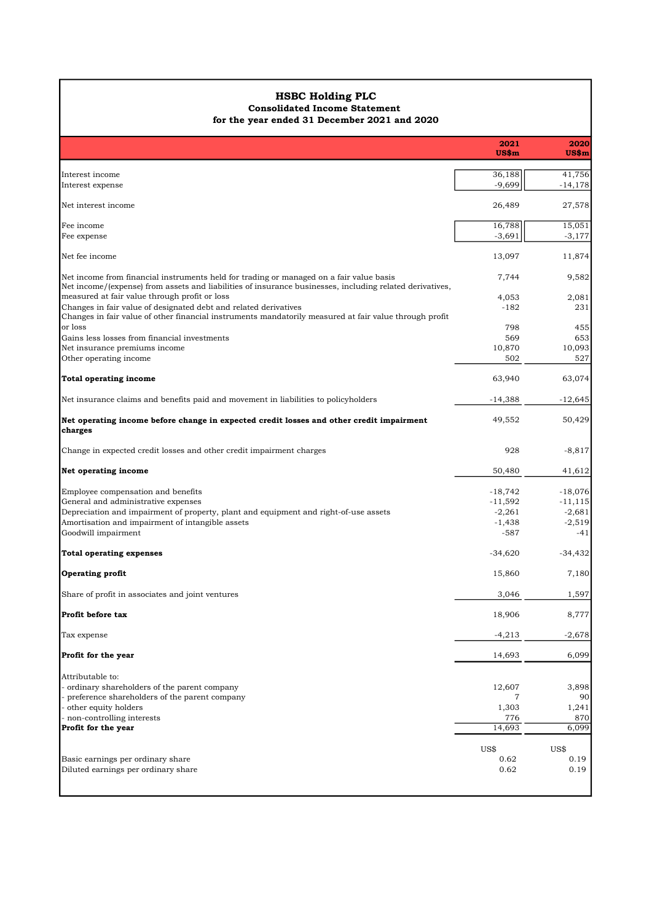# HSBC Holding PLC

## Consolidated Income Statement

### for the year ended 31 December 2021 and 2020

| | 2021 US$m | 2020 US$m |
|---|---|---|
| Interest income | 36,188 | 41,756 |
| Interest expense | -9,699 | -14,178 |
| Net interest income | 26,489 | 27,578 |
| Fee income | 16,788 | 15,051 |
| Fee expense | -3,691 | -3,177 |
| Net fee income | 13,097 | 11,874 |
| Net income from financial instruments held for trading or managed on a fair value basis | 7,744 | 9,582 |
| Net income/(expense) from assets and liabilities of insurance businesses, including related derivatives, measured at fair value through profit or loss | 4,053 | 2,081 |
| Changes in fair value of designated debt and related derivatives | -182 | 231 |
| Changes in fair value of other financial instruments mandatorily measured at fair value through profit or loss | 798 | 455 |
| Gains less losses from financial investments | 569 | 653 |
| Net insurance premiums income | 10,870 | 10,093 |
| Other operating income | 502 | 527 |
| **Total operating income** | 63,940 | 63,074 |
| Net insurance claims and benefits paid and movement in liabilities to policyholders | -14,388 | -12,645 |
| **Net operating income before change in expected credit losses and other credit impairment charges** | 49,552 | 50,429 |
| Change in expected credit losses and other credit impairment charges | 928 | -8,817 |
| **Net operating income** | 50,480 | 41,612 |
| Employee compensation and benefits | -18,742 | -18,076 |
| General and administrative expenses | -11,592 | -11,115 |
| Depreciation and impairment of property, plant and equipment and right-of-use assets | -2,261 | -2,681 |
| Amortisation and impairment of intangible assets | -1,438 | -2,519 |
| Goodwill impairment | -587 | -41 |
| **Total operating expenses** | -34,620 | -34,432 |
| **Operating profit** | 15,860 | 7,180 |
| Share of profit in associates and joint ventures | 3,046 | 1,597 |
| **Profit before tax** | 18,906 | 8,777 |
| Tax expense | -4,213 | -2,678 |
| **Profit for the year** | 14,693 | 6,099 |
| Attributable to: | | |
| - ordinary shareholders of the parent company | 12,607 | 3,898 |
| - preference shareholders of the parent company | 7 | 90 |
| - other equity holders | 1,303 | 1,241 |
| - non-controlling interests | 776 | 870 |
| **Profit for the year** | 14,693 | 6,099 |
| | US$ | US$ |
| Basic earnings per ordinary share | 0.62 | 0.19 |
| Diluted earnings per ordinary share | 0.62 | 0.19 |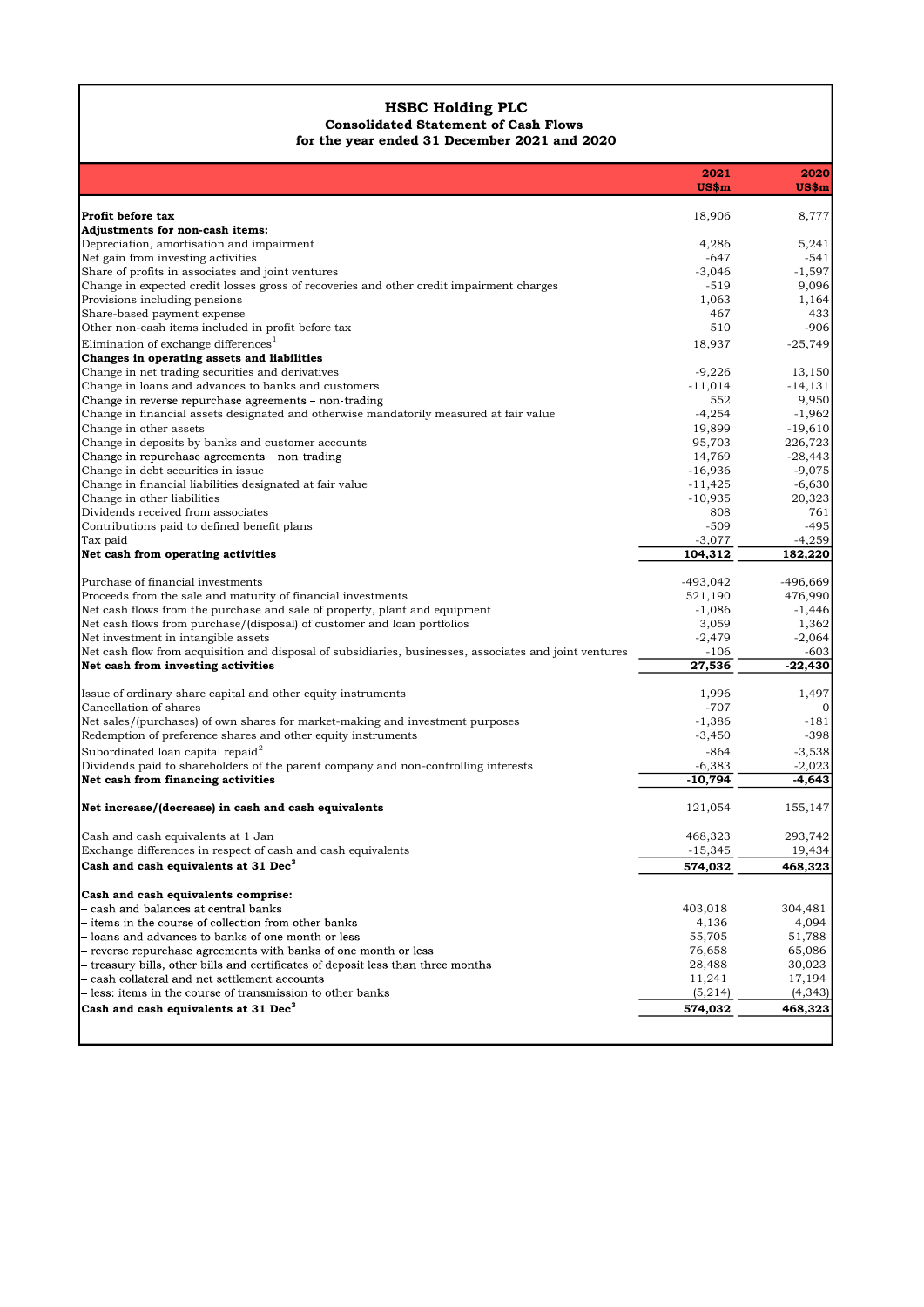# HSBC Holding PLC

## Consolidated Statement of Cash Flows

### for the year ended 31 December 2021 and 2020

| | 2021 US$m | 2020 US$m |
|---|---|---|
| **Profit before tax** | 18,906 | 8,777 |
| **Adjustments for non-cash items:** | | |
| Depreciation, amortisation and impairment | 4,286 | 5,241 |
| Net gain from investing activities | -647 | -541 |
| Share of profits in associates and joint ventures | -3,046 | -1,597 |
| Change in expected credit losses gross of recoveries and other credit impairment charges | -519 | 9,096 |
| Provisions including pensions | 1,063 | 1,164 |
| Share-based payment expense | 467 | 433 |
| Other non-cash items included in profit before tax | 510 | -906 |
| Elimination of exchange differences[1] | 18,937 | -25,749 |
| **Changes in operating assets and liabilities** | | |
| Change in net trading securities and derivatives | -9,226 | 13,150 |
| Change in loans and advances to banks and customers | -11,014 | -14,131 |
| Change in reverse repurchase agreements – non-trading | 552 | 9,950 |
| Change in financial assets designated and otherwise mandatorily measured at fair value | -4,254 | -1,962 |
| Change in other assets | 19,899 | -19,610 |
| Change in deposits by banks and customer accounts | 95,703 | 226,723 |
| Change in repurchase agreements – non-trading | 14,769 | -28,443 |
| Change in debt securities in issue | -16,936 | -9,075 |
| Change in financial liabilities designated at fair value | -11,425 | -6,630 |
| Change in other liabilities | -10,935 | 20,323 |
| Dividends received from associates | 808 | 761 |
| Contributions paid to defined benefit plans | -509 | -495 |
| Tax paid | -3,077 | -4,259 |
| **Net cash from operating activities** | **104,312** | **182,220** |
| | | |
| Purchase of financial investments | -493,042 | -496,669 |
| Proceeds from the sale and maturity of financial investments | 521,190 | 476,990 |
| Net cash flows from the purchase and sale of property, plant and equipment | -1,086 | -1,446 |
| Net cash flows from purchase/(disposal) of customer and loan portfolios | 3,059 | 1,362 |
| Net investment in intangible assets | -2,479 | -2,064 |
| Net cash flow from acquisition and disposal of subsidiaries, businesses, associates and joint ventures | -106 | -603 |
| **Net cash from investing activities** | **27,536** | **-22,430** |
| | | |
| Issue of ordinary share capital and other equity instruments | 1,996 | 1,497 |
| Cancellation of shares | -707 | 0 |
| Net sales/(purchases) of own shares for market-making and investment purposes | -1,386 | -181 |
| Redemption of preference shares and other equity instruments | -3,450 | -398 |
| Subordinated loan capital repaid[2] | -864 | -3,538 |
| Dividends paid to shareholders of the parent company and non-controlling interests | -6,383 | -2,023 |
| **Net cash from financing activities** | **-10,794** | **-4,643** |
| | | |
| **Net increase/(decrease) in cash and cash equivalents** | 121,054 | 155,147 |
| | | |
| Cash and cash equivalents at 1 Jan | 468,323 | 293,742 |
| Exchange differences in respect of cash and cash equivalents | -15,345 | 19,434 |
| **Cash and cash equivalents at 31 Dec[3]** | **574,032** | **468,323** |
| | | |
| **Cash and cash equivalents comprise:** | | |
| – cash and balances at central banks | 403,018 | 304,481 |
| – items in the course of collection from other banks | 4,136 | 4,094 |
| – loans and advances to banks of one month or less | 55,705 | 51,788 |
| – reverse repurchase agreements with banks of one month or less | 76,658 | 65,086 |
| – treasury bills, other bills and certificates of deposit less than three months | 28,488 | 30,023 |
| – cash collateral and net settlement accounts | 11,241 | 17,194 |
| – less: items in the course of transmission to other banks | (5,214) | (4,343) |
| **Cash and cash equivalents at 31 Dec[3]** | **574,032** | **468,323** |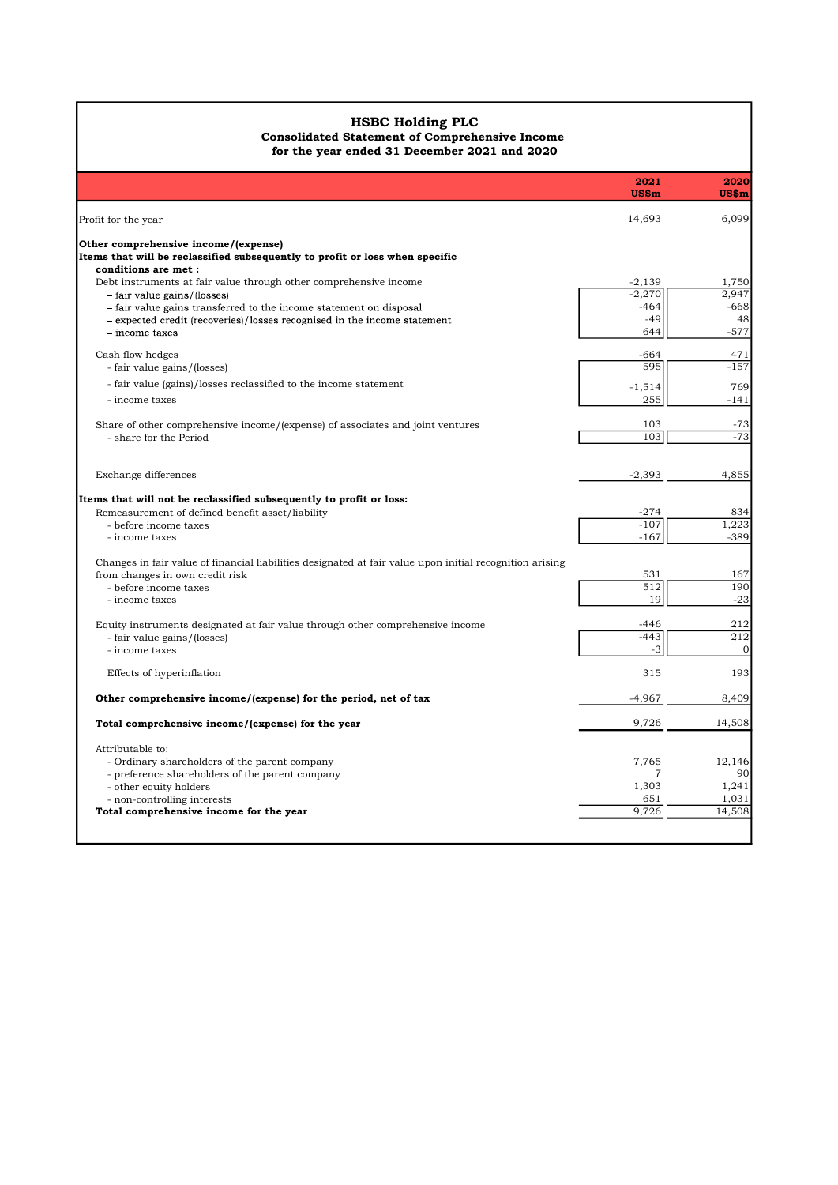# HSBC Holding PLC

**Consolidated Statement of Comprehensive Income**
**for the year ended 31 December 2021 and 2020**

| | 2021 US$m | 2020 US$m |
|---|---|---|
| Profit for the year | 14,693 | 6,099 |
| **Other comprehensive income/(expense)** | | |
| **Items that will be reclassified subsequently to profit or loss when specific conditions are met :** | | |
| Debt instruments at fair value through other comprehensive income | -2,139 | 1,750 |
| – fair value gains/(losses) | -2,270 | 2,947 |
| – fair value gains transferred to the income statement on disposal | -464 | -668 |
| – expected credit (recoveries)/losses recognised in the income statement | -49 | 48 |
| – income taxes | 644 | -577 |
| Cash flow hedges | -664 | 471 |
| - fair value gains/(losses) | 595 | -157 |
| - fair value (gains)/losses reclassified to the income statement | -1,514 | 769 |
| - income taxes | 255 | -141 |
| Share of other comprehensive income/(expense) of associates and joint ventures | 103 | -73 |
| - share for the Period | 103 | -73 |
| Exchange differences | -2,393 | 4,855 |
| **Items that will not be reclassified subsequently to profit or loss:** | | |
| Remeasurement of defined benefit asset/liability | -274 | 834 |
| - before income taxes | -107 | 1,223 |
| - income taxes | -167 | -389 |
| Changes in fair value of financial liabilities designated at fair value upon initial recognition arising from changes in own credit risk | 531 | 167 |
| - before income taxes | 512 | 190 |
| - income taxes | 19 | -23 |
| Equity instruments designated at fair value through other comprehensive income | -446 | 212 |
| - fair value gains/(losses) | -443 | 212 |
| - income taxes | -3 | 0 |
| Effects of hyperinflation | 315 | 193 |
| **Other comprehensive income/(expense) for the period, net of tax** | -4,967 | 8,409 |
| **Total comprehensive income/(expense) for the year** | 9,726 | 14,508 |
| Attributable to: | | |
| - Ordinary shareholders of the parent company | 7,765 | 12,146 |
| - preference shareholders of the parent company | 7 | 90 |
| - other equity holders | 1,303 | 1,241 |
| - non-controlling interests | 651 | 1,031 |
| **Total comprehensive income for the year** | 9,726 | 14,508 |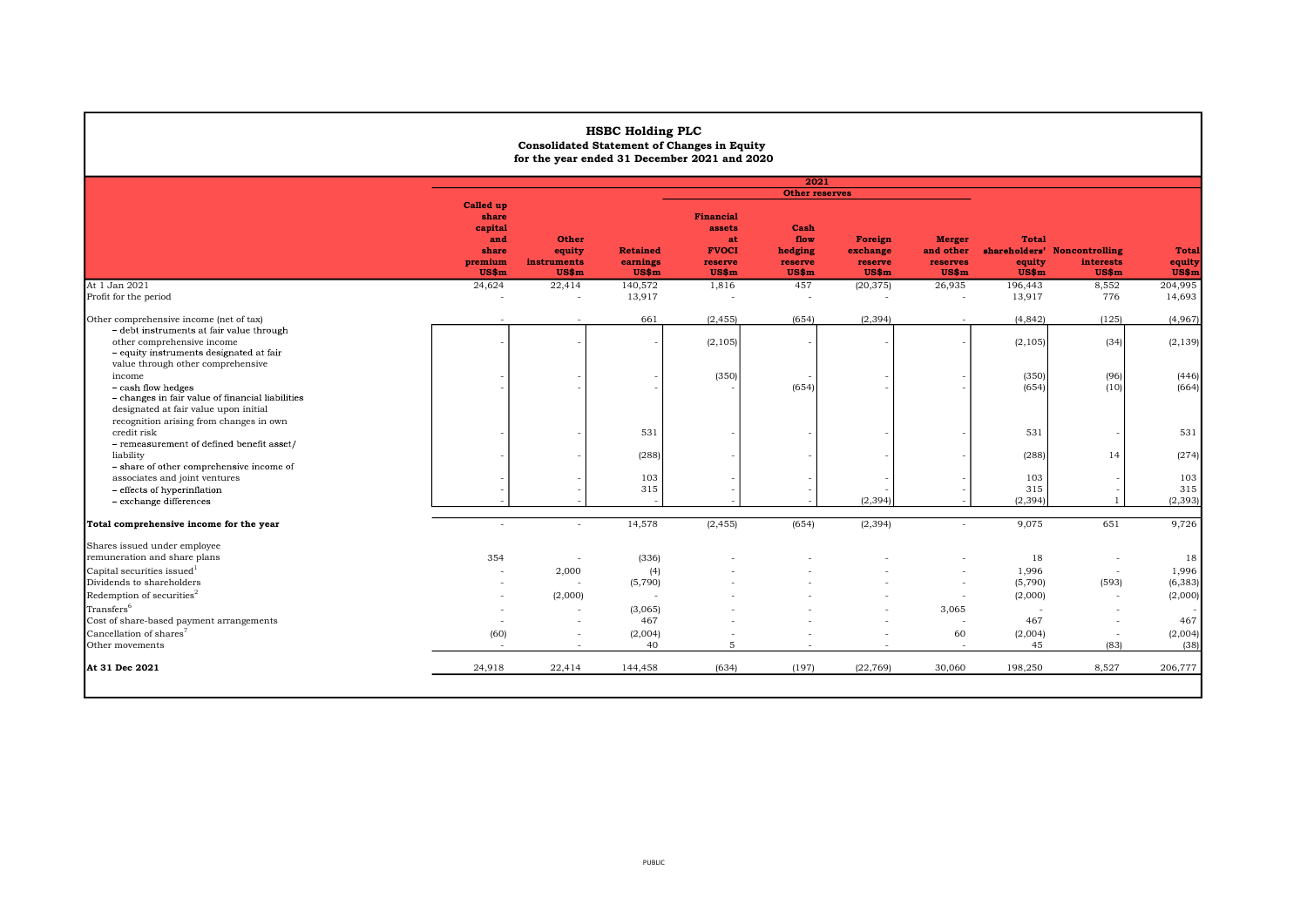# HSBC Holding PLC

**Consolidated Statement of Changes in Equity**
**for the year ended 31 December 2021 and 2020**

| | 2021 | | | | | | | | | |
|---|---|---|---|---|---|---|---|---|---|---|
| | | | | Other reserves | | | | | | |
| | Called up share capital and share premium US$m | Other equity instruments US$m | Retained earnings US$m | Financial assets at FVOCI reserve US$m | Cash flow hedging reserve US$m | Foreign exchange reserve US$m | Merger and other reserves US$m | Total shareholders' equity US$m | Noncontrolling interests US$m | Total equity US$m |
| At 1 Jan 2021 | 24,624 | 22,414 | 140,572 | 1,816 | 457 | (20,375) | 26,935 | 196,443 | 8,552 | 204,995 |
| Profit for the period | - | - | 13,917 | - | - | - | - | 13,917 | 776 | 14,693 |
| Other comprehensive income (net of tax) | - | - | 661 | (2,455) | (654) | (2,394) | - | (4,842) | (125) | (4,967) |
| – debt instruments at fair value through other comprehensive income | - | - | - | (2,105) | - | - | - | (2,105) | (34) | (2,139) |
| – equity instruments designated at fair value through other comprehensive income | - | - | - | (350) | - | - | - | (350) | (96) | (446) |
| – cash flow hedges | - | - | - | - | (654) | - | - | (654) | (10) | (664) |
| – changes in fair value of financial liabilities designated at fair value upon initial recognition arising from changes in own credit risk | - | - | 531 | - | - | - | - | 531 | - | 531 |
| – remeasurement of defined benefit asset/ liability | - | - | (288) | - | - | - | - | (288) | 14 | (274) |
| – share of other comprehensive income of associates and joint ventures | - | - | 103 | - | - | - | - | 103 | - | 103 |
| – effects of hyperinflation | - | - | 315 | - | - | - | - | 315 | - | 315 |
| – exchange differences | - | - | - | - | - | (2,394) | - | (2,394) | 1 | (2,393) |
| **Total comprehensive income for the year** | - | - | 14,578 | (2,455) | (654) | (2,394) | - | 9,075 | 651 | 9,726 |
| Shares issued under employee remuneration and share plans | 354 | - | (336) | - | - | - | - | 18 | - | 18 |
| Capital securities issued[1] | - | 2,000 | (4) | - | - | - | - | 1,996 | - | 1,996 |
| Dividends to shareholders | - | - | (5,790) | - | - | - | - | (5,790) | (593) | (6,383) |
| Redemption of securities[2] | - | (2,000) | - | - | - | - | - | (2,000) | - | (2,000) |
| Transfers[6] | - | - | (3,065) | - | - | - | 3,065 | - | - | - |
| Cost of share-based payment arrangements | - | - | 467 | - | - | - | - | 467 | - | 467 |
| Cancellation of shares[7] | (60) | - | (2,004) | - | - | - | 60 | (2,004) | - | (2,004) |
| Other movements | - | - | 40 | 5 | - | - | - | 45 | (83) | (38) |
| **At 31 Dec 2021** | 24,918 | 22,414 | 144,458 | (634) | (197) | (22,769) | 30,060 | 198,250 | 8,527 | 206,777 |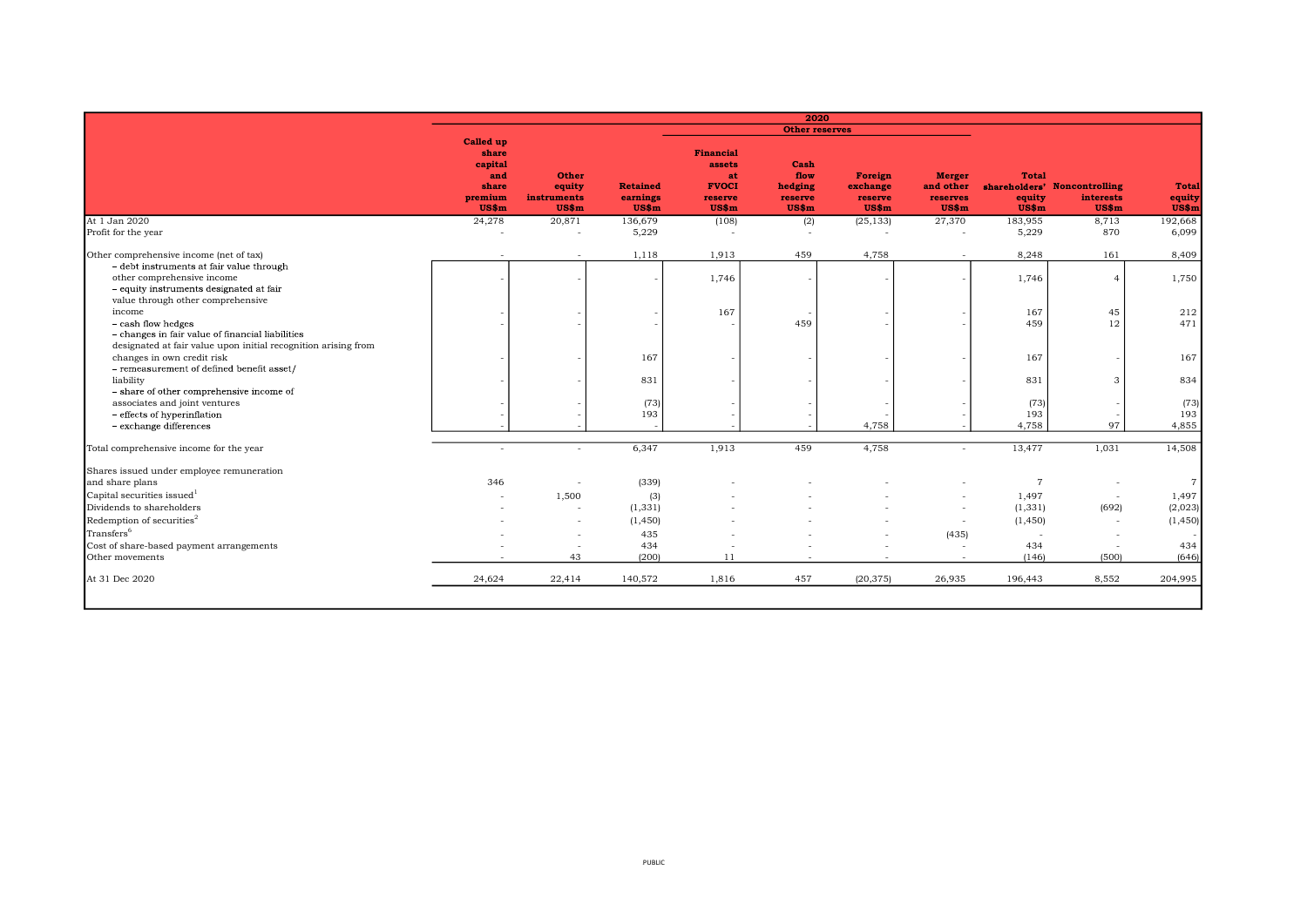| | 2020 | | | | | | | | | |
|---|---|---|---|---|---|---|---|---|---|---|
| | | | | Other reserves | | | | | | |
| | Called up share capital and share premium US$m | Other equity instruments US$m | Retained earnings US$m | Financial assets at FVOCI reserve US$m | Cash flow hedging reserve US$m | Foreign exchange reserve US$m | Merger and other reserves US$m | Total shareholders' equity US$m | Noncontrolling interests US$m | Total equity US$m |
| At 1 Jan 2020 | 24,278 | 20,871 | 136,679 | (108) | (2) | (25,133) | 27,370 | 183,955 | 8,713 | 192,668 |
| Profit for the year | - | - | 5,229 | - | - | - | - | 5,229 | 870 | 6,099 |
| Other comprehensive income (net of tax) | - | - | 1,118 | 1,913 | 459 | 4,758 | - | 8,248 | 161 | 8,409 |
| – debt instruments at fair value through other comprehensive income | - | - | - | 1,746 | - | - | - | 1,746 | 4 | 1,750 |
| – equity instruments designated at fair value through other comprehensive income | - | - | - | 167 | - | - | - | 167 | 45 | 212 |
| – cash flow hedges | - | - | - | - | 459 | - | - | 459 | 12 | 471 |
| – changes in fair value of financial liabilities designated at fair value upon initial recognition arising from changes in own credit risk | - | - | 167 | - | - | - | - | 167 | - | 167 |
| – remeasurement of defined benefit asset/ liability | - | - | 831 | - | - | - | - | 831 | 3 | 834 |
| – share of other comprehensive income of associates and joint ventures | - | - | (73) | - | - | - | - | (73) | - | (73) |
| – effects of hyperinflation | - | - | 193 | - | - | - | - | 193 | - | 193 |
| – exchange differences | - | - | - | - | - | 4,758 | - | 4,758 | 97 | 4,855 |
| Total comprehensive income for the year | - | - | 6,347 | 1,913 | 459 | 4,758 | - | 13,477 | 1,031 | 14,508 |
| Shares issued under employee remuneration and share plans | 346 | - | (339) | - | - | - | - | 7 | - | 7 |
| Capital securities issued[1] | - | 1,500 | (3) | - | - | - | - | 1,497 | - | 1,497 |
| Dividends to shareholders | - | - | (1,331) | - | - | - | - | (1,331) | (692) | (2,023) |
| Redemption of securities[2] | - | - | (1,450) | - | - | - | - | (1,450) | - | (1,450) |
| Transfers[6] | - | - | 435 | - | - | - | (435) | - | - | - |
| Cost of share-based payment arrangements | - | - | 434 | - | - | - | - | 434 | - | 434 |
| Other movements | - | 43 | (200) | 11 | - | - | - | (146) | (500) | (646) |
| At 31 Dec 2020 | 24,624 | 22,414 | 140,572 | 1,816 | 457 | (20,375) | 26,935 | 196,443 | 8,552 | 204,995 |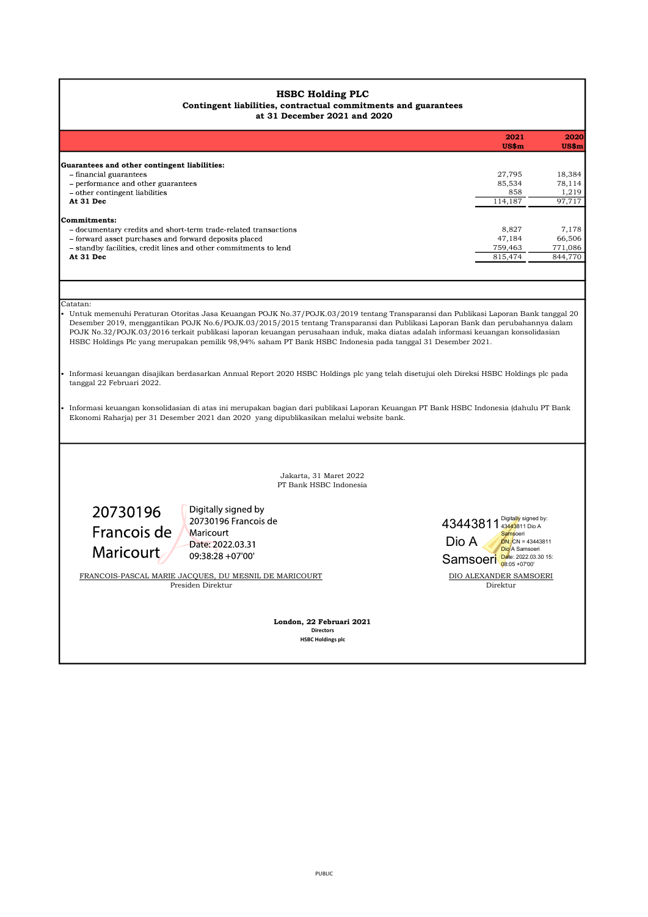**HSBC Holding PLC**
**Contingent liabilities, contractual commitments and guarantees**
**at 31 December 2021 and 2020**

| | 2021 US$m | 2020 US$m |
|---|---|---|
| **Guarantees and other contingent liabilities:** | | |
| – financial guarantees | 27,795 | 18,384 |
| – performance and other guarantees | 85,534 | 78,114 |
| – other contingent liabilities | 858 | 1,219 |
| **At 31 Dec** | 114,187 | 97,717 |
| **Commitments:** | | |
| – documentary credits and short-term trade-related transactions | 8,827 | 7,178 |
| – forward asset purchases and forward deposits placed | 47,184 | 66,506 |
| – standby facilities, credit lines and other commitments to lend | 759,463 | 771,086 |
| **At 31 Dec** | 815,474 | 844,770 |

Catatan:

- Untuk memenuhi Peraturan Otoritas Jasa Keuangan POJK No.37/POJK.03/2019 tentang Transparansi dan Publikasi Laporan Bank tanggal 20 Desember 2019, menggantikan POJK No.6/POJK.03/2015/2015 tentang Transparansi dan Publikasi Laporan Bank dan perubahannya dalam POJK No.32/POJK.03/2016 terkait publikasi laporan keuangan perusahaan induk, maka diatas adalah informasi keuangan konsolidasian HSBC Holdings Plc yang merupakan pemilik 98,94% saham PT Bank HSBC Indonesia pada tanggal 31 Desember 2021.
- Informasi keuangan disajikan berdasarkan Annual Report 2020 HSBC Holdings plc yang telah disetujui oleh Direksi HSBC Holdings plc pada tanggal 22 Februari 2022.
- Informasi keuangan konsolidasian di atas ini merupakan bagian dari publikasi Laporan Keuangan PT Bank HSBC Indonesia (dahulu PT Bank Ekonomi Raharja) per 31 Desember 2021 dan 2020 yang dipublikasikan melalui website bank.

Jakarta, 31 Maret 2022
PT Bank HSBC Indonesia

20730196 Francois de Maricourt
Digitally signed by 20730196 Francois de Maricourt
Date: 2022.03.31 09:38:28 +07'00'

FRANCOIS-PASCAL MARIE JACQUES, DU MESNIL DE MARICOURT
Presiden Direktur

43443811 Dio A Samsoeri
Digitally signed by: 43443811 Dio A Samsoeri
DN: CN = 43443811 Dio A Samsoeri
Date: 2022.03.30 15:08:05 +07'00'

DIO ALEXANDER SAMSOERI
Direktur

**London, 22 Februari 2021**
**Directors**
**HSBC Holdings plc**